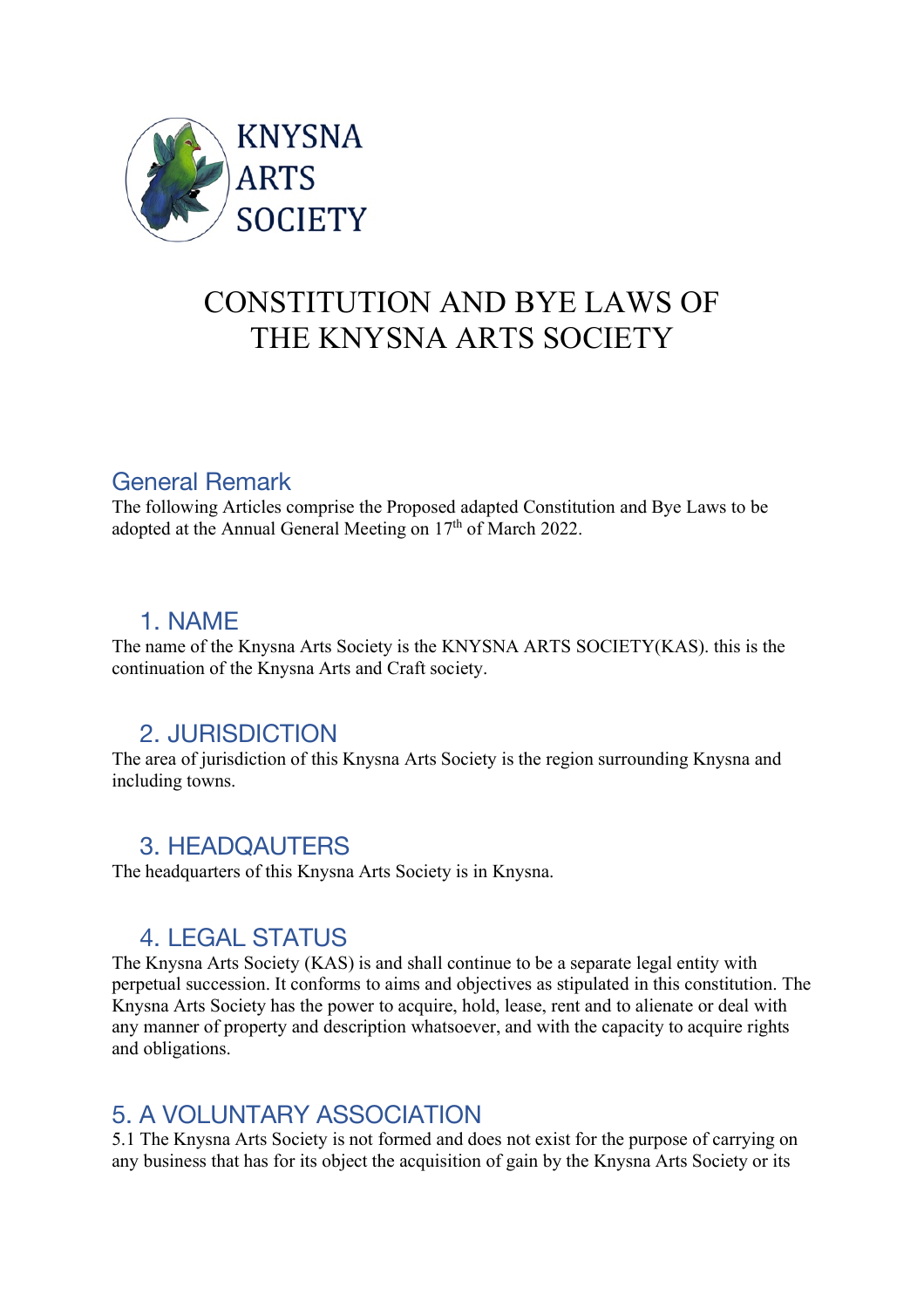KNYSNA ARTS SOCIETY

# CONSTITUTION AND BYE LAWS OF THE KNYSNA ARTS SOCIETY

## General Remark

The following Articles comprise the Proposed adapted Constitution and Bye Laws to be adopted at the Annual General Meeting on 17th of March 2022.

## 1. NAME

The name of the Knysna Arts Society is the KNYSNA ARTS SOCIETY(KAS). this is the continuation of the Knysna Arts and Craft society.

## 2. JURISDICTION

The area of jurisdiction of this Knysna Arts Society is the region surrounding Knysna and including towns.

## 3. HEADQAUTERS

The headquarters of this Knysna Arts Society is in Knysna.

## 4. LEGAL STATUS

The Knysna Arts Society (KAS) is and shall continue to be a separate legal entity with perpetual succession. It conforms to aims and objectives as stipulated in this constitution. The Knysna Arts Society has the power to acquire, hold, lease, rent and to alienate or deal with any manner of property and description whatsoever, and with the capacity to acquire rights and obligations.

## 5. A VOLUNTARY ASSOCIATION

5.1 The Knysna Arts Society is not formed and does not exist for the purpose of carrying on any business that has for its object the acquisition of gain by the Knysna Arts Society or its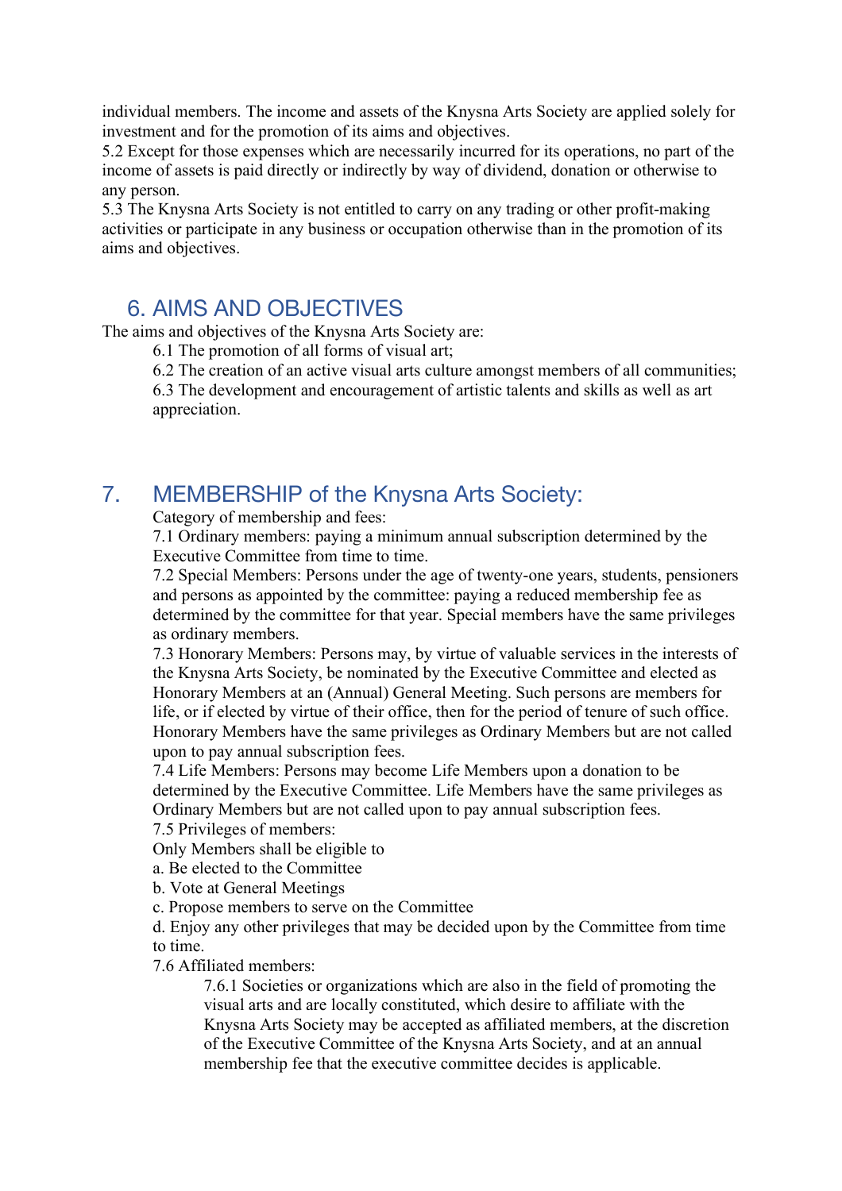individual members. The income and assets of the Knysna Arts Society are applied solely for investment and for the promotion of its aims and objectives.

5.2 Except for those expenses which are necessarily incurred for its operations, no part of the income of assets is paid directly or indirectly by way of dividend, donation or otherwise to any person.

5.3 The Knysna Arts Society is not entitled to carry on any trading or other profit-making activities or participate in any business or occupation otherwise than in the promotion of its aims and objectives.

## 6. AIMS AND OBJECTIVES

The aims and objectives of the Knysna Arts Society are:

6.1 The promotion of all forms of visual art;

6.2 The creation of an active visual arts culture amongst members of all communities;

6.3 The development and encouragement of artistic talents and skills as well as art appreciation.

## 7. MEMBERSHIP of the Knysna Arts Society:

Category of membership and fees:

7.1 Ordinary members: paying a minimum annual subscription determined by the Executive Committee from time to time.

7.2 Special Members: Persons under the age of twenty-one years, students, pensioners and persons as appointed by the committee: paying a reduced membership fee as determined by the committee for that year. Special members have the same privileges as ordinary members.

7.3 Honorary Members: Persons may, by virtue of valuable services in the interests of the Knysna Arts Society, be nominated by the Executive Committee and elected as Honorary Members at an (Annual) General Meeting. Such persons are members for life, or if elected by virtue of their office, then for the period of tenure of such office. Honorary Members have the same privileges as Ordinary Members but are not called upon to pay annual subscription fees.

7.4 Life Members: Persons may become Life Members upon a donation to be determined by the Executive Committee. Life Members have the same privileges as Ordinary Members but are not called upon to pay annual subscription fees.

7.5 Privileges of members:

Only Members shall be eligible to

a. Be elected to the Committee

b. Vote at General Meetings

c. Propose members to serve on the Committee

d. Enjoy any other privileges that may be decided upon by the Committee from time to time.

7.6 Affiliated members:

7.6.1 Societies or organizations which are also in the field of promoting the visual arts and are locally constituted, which desire to affiliate with the Knysna Arts Society may be accepted as affiliated members, at the discretion of the Executive Committee of the Knysna Arts Society, and at an annual membership fee that the executive committee decides is applicable.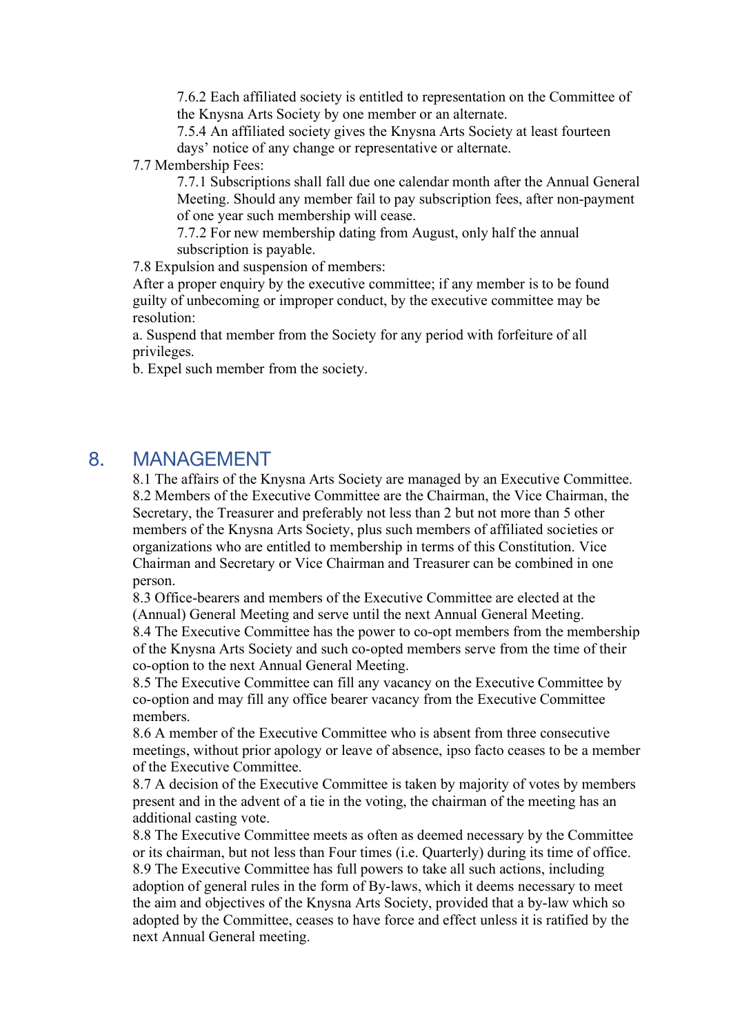7.6.2 Each affiliated society is entitled to representation on the Committee of the Knysna Arts Society by one member or an alternate.

7.5.4 An affiliated society gives the Knysna Arts Society at least fourteen days' notice of any change or representative or alternate.

7.7 Membership Fees:

7.7.1 Subscriptions shall fall due one calendar month after the Annual General Meeting. Should any member fail to pay subscription fees, after non-payment of one year such membership will cease.

7.7.2 For new membership dating from August, only half the annual subscription is payable.

7.8 Expulsion and suspension of members:

After a proper enquiry by the executive committee; if any member is to be found guilty of unbecoming or improper conduct, by the executive committee may be resolution:

a. Suspend that member from the Society for any period with forfeiture of all privileges.

b. Expel such member from the society.

## 8. MANAGEMENT

8.1 The affairs of the Knysna Arts Society are managed by an Executive Committee.

8.2 Members of the Executive Committee are the Chairman, the Vice Chairman, the Secretary, the Treasurer and preferably not less than 2 but not more than 5 other members of the Knysna Arts Society, plus such members of affiliated societies or organizations who are entitled to membership in terms of this Constitution. Vice Chairman and Secretary or Vice Chairman and Treasurer can be combined in one person.

8.3 Office-bearers and members of the Executive Committee are elected at the (Annual) General Meeting and serve until the next Annual General Meeting.

8.4 The Executive Committee has the power to co-opt members from the membership of the Knysna Arts Society and such co-opted members serve from the time of their co-option to the next Annual General Meeting.

8.5 The Executive Committee can fill any vacancy on the Executive Committee by co-option and may fill any office bearer vacancy from the Executive Committee members.

8.6 A member of the Executive Committee who is absent from three consecutive meetings, without prior apology or leave of absence, ipso facto ceases to be a member of the Executive Committee.

8.7 A decision of the Executive Committee is taken by majority of votes by members present and in the advent of a tie in the voting, the chairman of the meeting has an additional casting vote.

8.8 The Executive Committee meets as often as deemed necessary by the Committee or its chairman, but not less than Four times (i.e. Quarterly) during its time of office.

8.9 The Executive Committee has full powers to take all such actions, including adoption of general rules in the form of By-laws, which it deems necessary to meet the aim and objectives of the Knysna Arts Society, provided that a by-law which so adopted by the Committee, ceases to have force and effect unless it is ratified by the next Annual General meeting.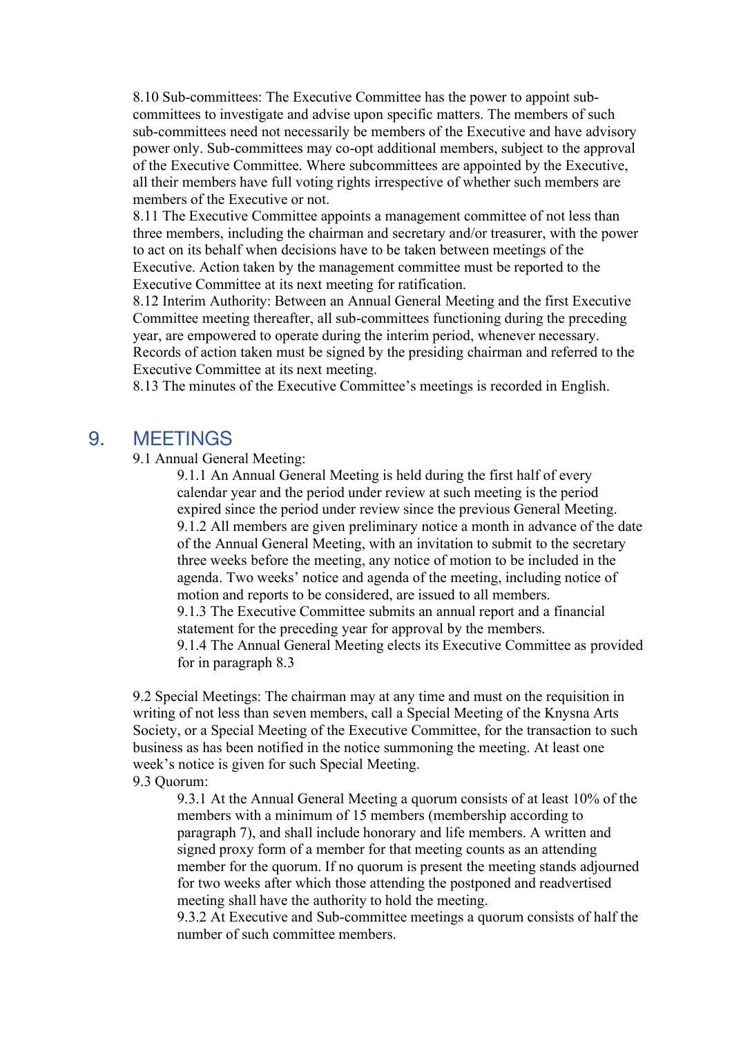8.10 Sub-committees: The Executive Committee has the power to appoint sub-committees to investigate and advise upon specific matters. The members of such sub-committees need not necessarily be members of the Executive and have advisory power only. Sub-committees may co-opt additional members, subject to the approval of the Executive Committee. Where subcommittees are appointed by the Executive, all their members have full voting rights irrespective of whether such members are members of the Executive or not.
8.11 The Executive Committee appoints a management committee of not less than three members, including the chairman and secretary and/or treasurer, with the power to act on its behalf when decisions have to be taken between meetings of the Executive. Action taken by the management committee must be reported to the Executive Committee at its next meeting for ratification.
8.12 Interim Authority: Between an Annual General Meeting and the first Executive Committee meeting thereafter, all sub-committees functioning during the preceding year, are empowered to operate during the interim period, whenever necessary. Records of action taken must be signed by the presiding chairman and referred to the Executive Committee at its next meeting.
8.13 The minutes of the Executive Committee's meetings is recorded in English.

## 9. MEETINGS

9.1 Annual General Meeting:

9.1.1 An Annual General Meeting is held during the first half of every calendar year and the period under review at such meeting is the period expired since the period under review since the previous General Meeting.
9.1.2 All members are given preliminary notice a month in advance of the date of the Annual General Meeting, with an invitation to submit to the secretary three weeks before the meeting, any notice of motion to be included in the agenda. Two weeks' notice and agenda of the meeting, including notice of motion and reports to be considered, are issued to all members.
9.1.3 The Executive Committee submits an annual report and a financial statement for the preceding year for approval by the members.
9.1.4 The Annual General Meeting elects its Executive Committee as provided for in paragraph 8.3

9.2 Special Meetings: The chairman may at any time and must on the requisition in writing of not less than seven members, call a Special Meeting of the Knysna Arts Society, or a Special Meeting of the Executive Committee, for the transaction to such business as has been notified in the notice summoning the meeting. At least one week's notice is given for such Special Meeting.

9.3 Quorum:

9.3.1 At the Annual General Meeting a quorum consists of at least 10% of the members with a minimum of 15 members (membership according to paragraph 7), and shall include honorary and life members. A written and signed proxy form of a member for that meeting counts as an attending member for the quorum. If no quorum is present the meeting stands adjourned for two weeks after which those attending the postponed and readvertised meeting shall have the authority to hold the meeting.
9.3.2 At Executive and Sub-committee meetings a quorum consists of half the number of such committee members.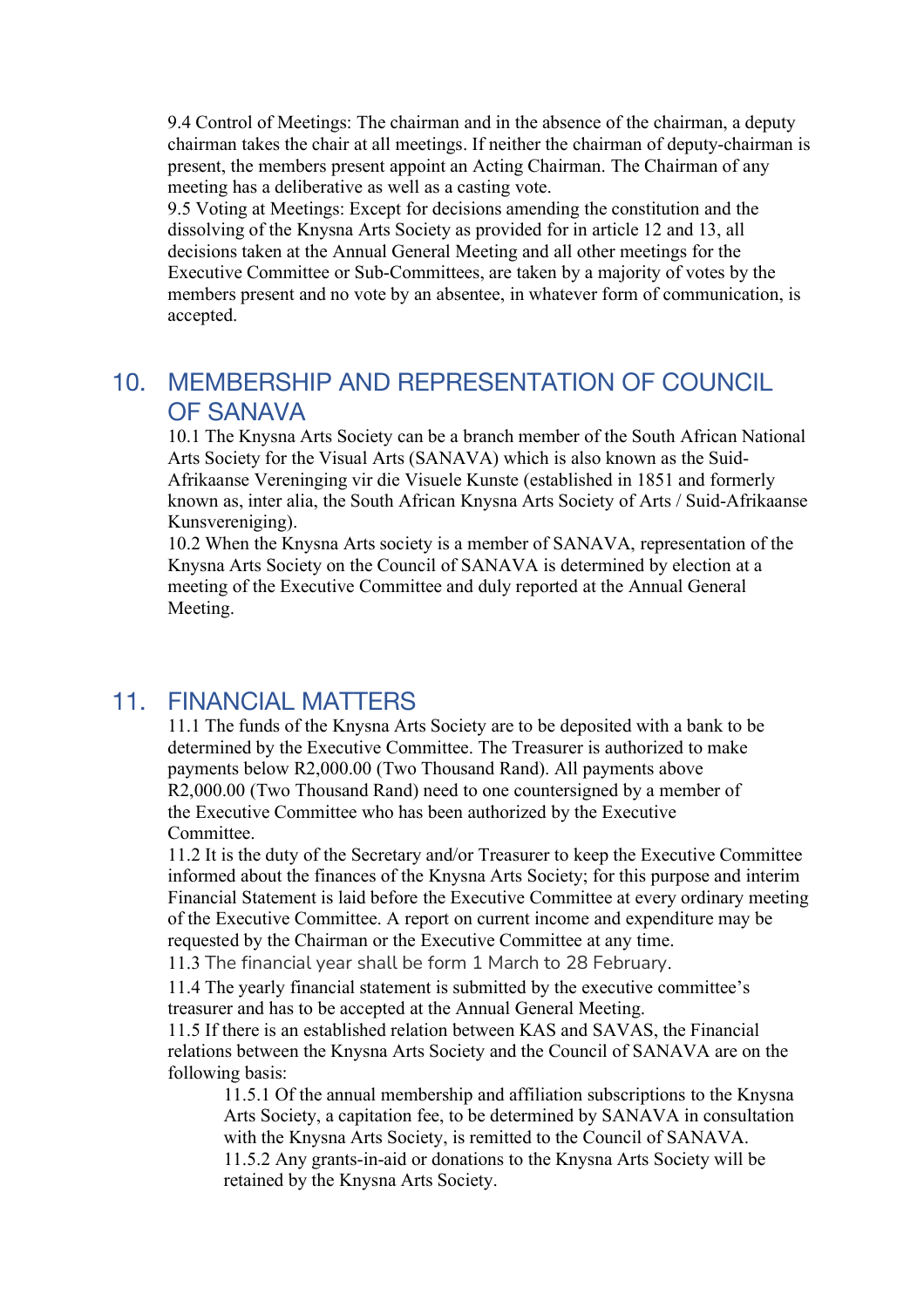9.4 Control of Meetings: The chairman and in the absence of the chairman, a deputy chairman takes the chair at all meetings. If neither the chairman of deputy-chairman is present, the members present appoint an Acting Chairman. The Chairman of any meeting has a deliberative as well as a casting vote.
9.5 Voting at Meetings: Except for decisions amending the constitution and the dissolving of the Knysna Arts Society as provided for in article 12 and 13, all decisions taken at the Annual General Meeting and all other meetings for the Executive Committee or Sub-Committees, are taken by a majority of votes by the members present and no vote by an absentee, in whatever form of communication, is accepted.

## 10. MEMBERSHIP AND REPRESENTATION OF COUNCIL OF SANAVA

10.1 The Knysna Arts Society can be a branch member of the South African National Arts Society for the Visual Arts (SANAVA) which is also known as the Suid-Afrikaanse Vereninging vir die Visuele Kunste (established in 1851 and formerly known as, inter alia, the South African Knysna Arts Society of Arts / Suid-Afrikaanse Kunsvereniging).
10.2 When the Knysna Arts society is a member of SANAVA, representation of the Knysna Arts Society on the Council of SANAVA is determined by election at a meeting of the Executive Committee and duly reported at the Annual General Meeting.

## 11. FINANCIAL MATTERS

11.1 The funds of the Knysna Arts Society are to be deposited with a bank to be determined by the Executive Committee. The Treasurer is authorized to make payments below R2,000.00 (Two Thousand Rand). All payments above R2,000.00 (Two Thousand Rand) need to one countersigned by a member of the Executive Committee who has been authorized by the Executive Committee.
11.2 It is the duty of the Secretary and/or Treasurer to keep the Executive Committee informed about the finances of the Knysna Arts Society; for this purpose and interim Financial Statement is laid before the Executive Committee at every ordinary meeting of the Executive Committee. A report on current income and expenditure may be requested by the Chairman or the Executive Committee at any time.
11.3 The financial year shall be form 1 March to 28 February.
11.4 The yearly financial statement is submitted by the executive committee's treasurer and has to be accepted at the Annual General Meeting.
11.5 If there is an established relation between KAS and SAVAS, the Financial relations between the Knysna Arts Society and the Council of SANAVA are on the following basis:

> 11.5.1 Of the annual membership and affiliation subscriptions to the Knysna Arts Society, a capitation fee, to be determined by SANAVA in consultation with the Knysna Arts Society, is remitted to the Council of SANAVA.
> 11.5.2 Any grants-in-aid or donations to the Knysna Arts Society will be retained by the Knysna Arts Society.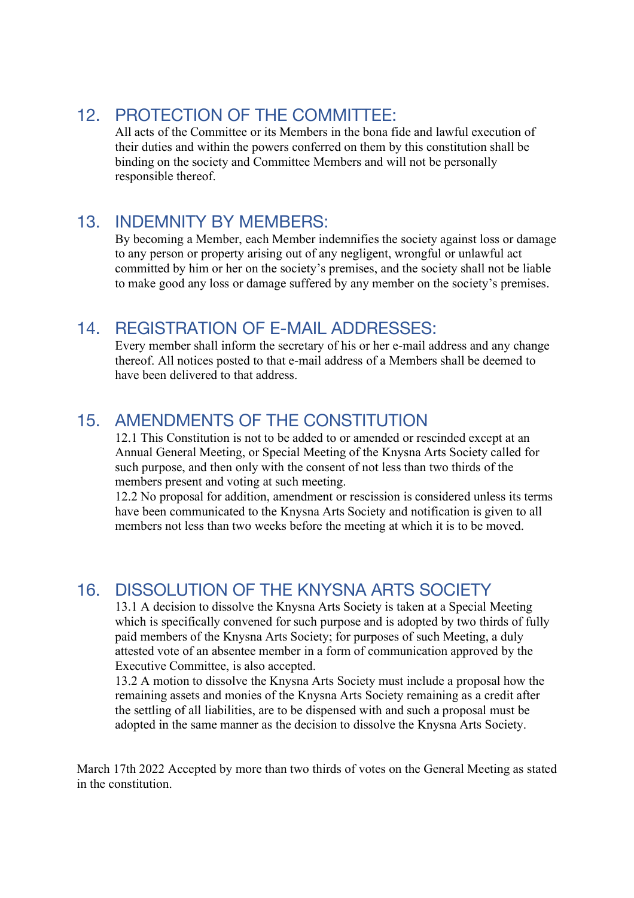## 12. PROTECTION OF THE COMMITTEE:

All acts of the Committee or its Members in the bona fide and lawful execution of their duties and within the powers conferred on them by this constitution shall be binding on the society and Committee Members and will not be personally responsible thereof.

## 13. INDEMNITY BY MEMBERS:

By becoming a Member, each Member indemnifies the society against loss or damage to any person or property arising out of any negligent, wrongful or unlawful act committed by him or her on the society's premises, and the society shall not be liable to make good any loss or damage suffered by any member on the society's premises.

## 14. REGISTRATION OF E-MAIL ADDRESSES:

Every member shall inform the secretary of his or her e-mail address and any change thereof. All notices posted to that e-mail address of a Members shall be deemed to have been delivered to that address.

## 15. AMENDMENTS OF THE CONSTITUTION

12.1 This Constitution is not to be added to or amended or rescinded except at an Annual General Meeting, or Special Meeting of the Knysna Arts Society called for such purpose, and then only with the consent of not less than two thirds of the members present and voting at such meeting.

12.2 No proposal for addition, amendment or rescission is considered unless its terms have been communicated to the Knysna Arts Society and notification is given to all members not less than two weeks before the meeting at which it is to be moved.

## 16. DISSOLUTION OF THE KNYSNA ARTS SOCIETY

13.1 A decision to dissolve the Knysna Arts Society is taken at a Special Meeting which is specifically convened for such purpose and is adopted by two thirds of fully paid members of the Knysna Arts Society; for purposes of such Meeting, a duly attested vote of an absentee member in a form of communication approved by the Executive Committee, is also accepted.

13.2 A motion to dissolve the Knysna Arts Society must include a proposal how the remaining assets and monies of the Knysna Arts Society remaining as a credit after the settling of all liabilities, are to be dispensed with and such a proposal must be adopted in the same manner as the decision to dissolve the Knysna Arts Society.

March 17th 2022 Accepted by more than two thirds of votes on the General Meeting as stated in the constitution.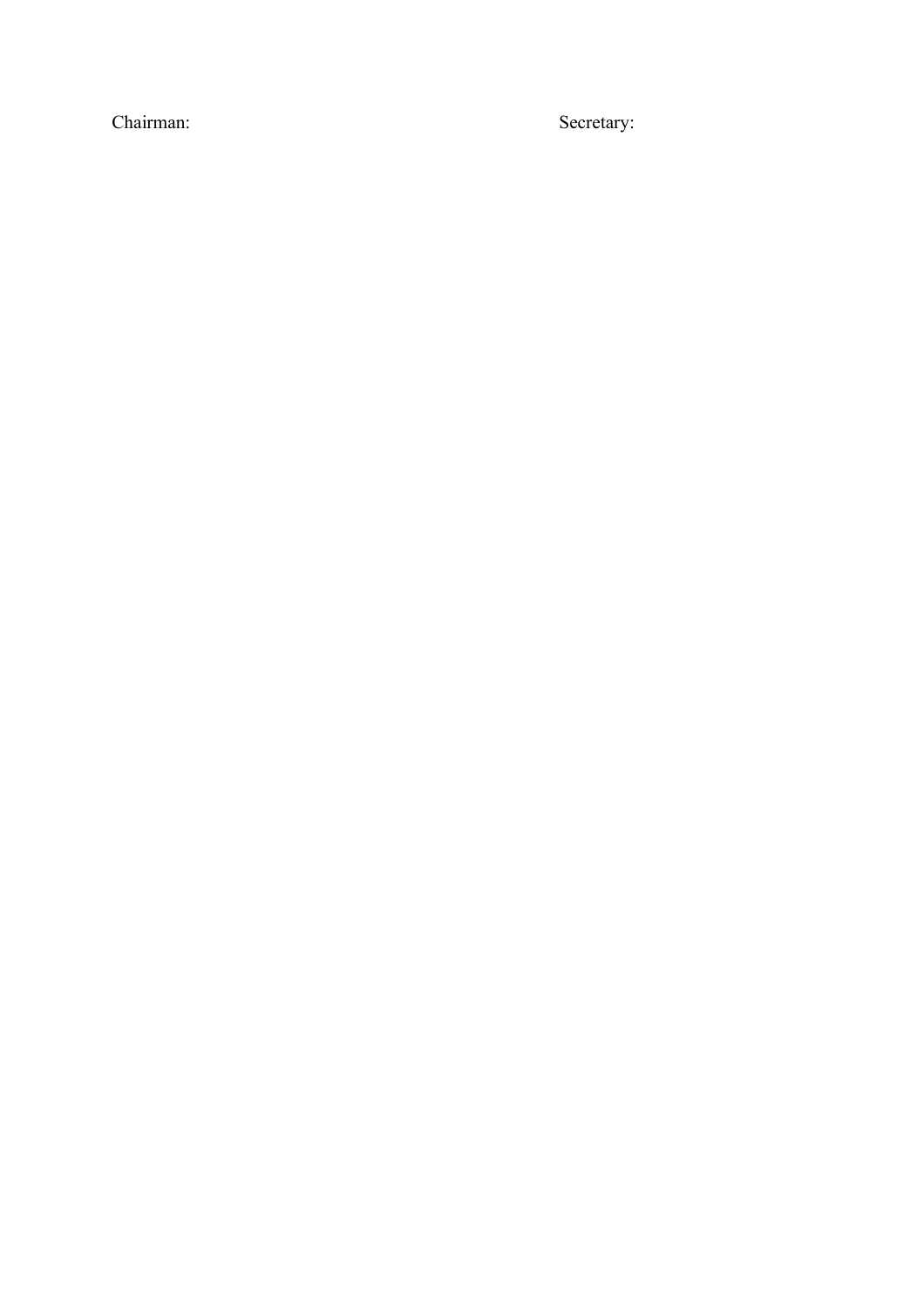Chairman: Secretary: